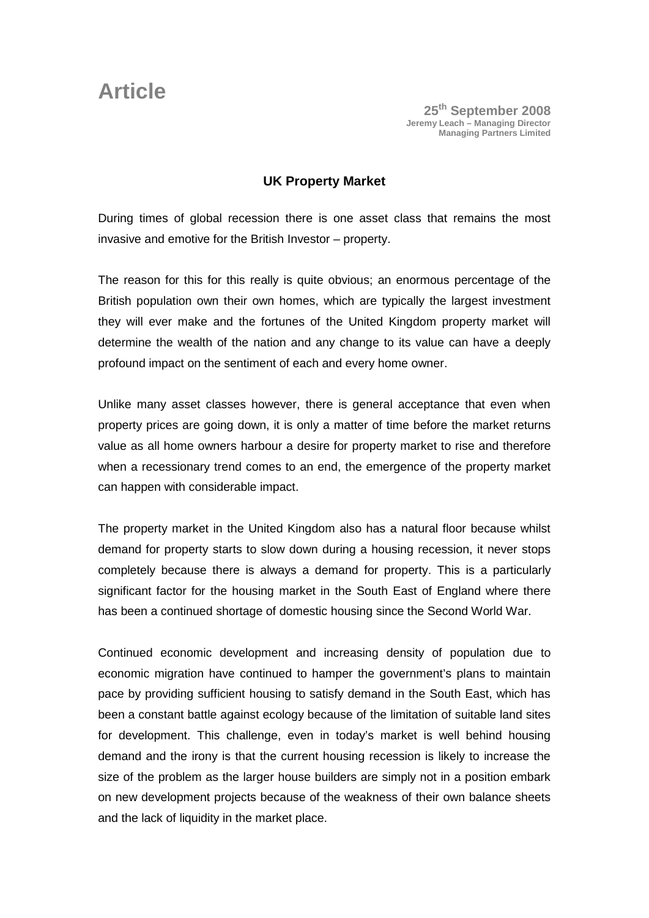# Article

**25th September 2008**
**Jeremy Leach – Managing Director**
**Managing Partners Limited**

## UK Property Market

During times of global recession there is one asset class that remains the most invasive and emotive for the British Investor – property.

The reason for this for this really is quite obvious; an enormous percentage of the British population own their own homes, which are typically the largest investment they will ever make and the fortunes of the United Kingdom property market will determine the wealth of the nation and any change to its value can have a deeply profound impact on the sentiment of each and every home owner.

Unlike many asset classes however, there is general acceptance that even when property prices are going down, it is only a matter of time before the market returns value as all home owners harbour a desire for property market to rise and therefore when a recessionary trend comes to an end, the emergence of the property market can happen with considerable impact.

The property market in the United Kingdom also has a natural floor because whilst demand for property starts to slow down during a housing recession, it never stops completely because there is always a demand for property. This is a particularly significant factor for the housing market in the South East of England where there has been a continued shortage of domestic housing since the Second World War.

Continued economic development and increasing density of population due to economic migration have continued to hamper the government's plans to maintain pace by providing sufficient housing to satisfy demand in the South East, which has been a constant battle against ecology because of the limitation of suitable land sites for development. This challenge, even in today's market is well behind housing demand and the irony is that the current housing recession is likely to increase the size of the problem as the larger house builders are simply not in a position embark on new development projects because of the weakness of their own balance sheets and the lack of liquidity in the market place.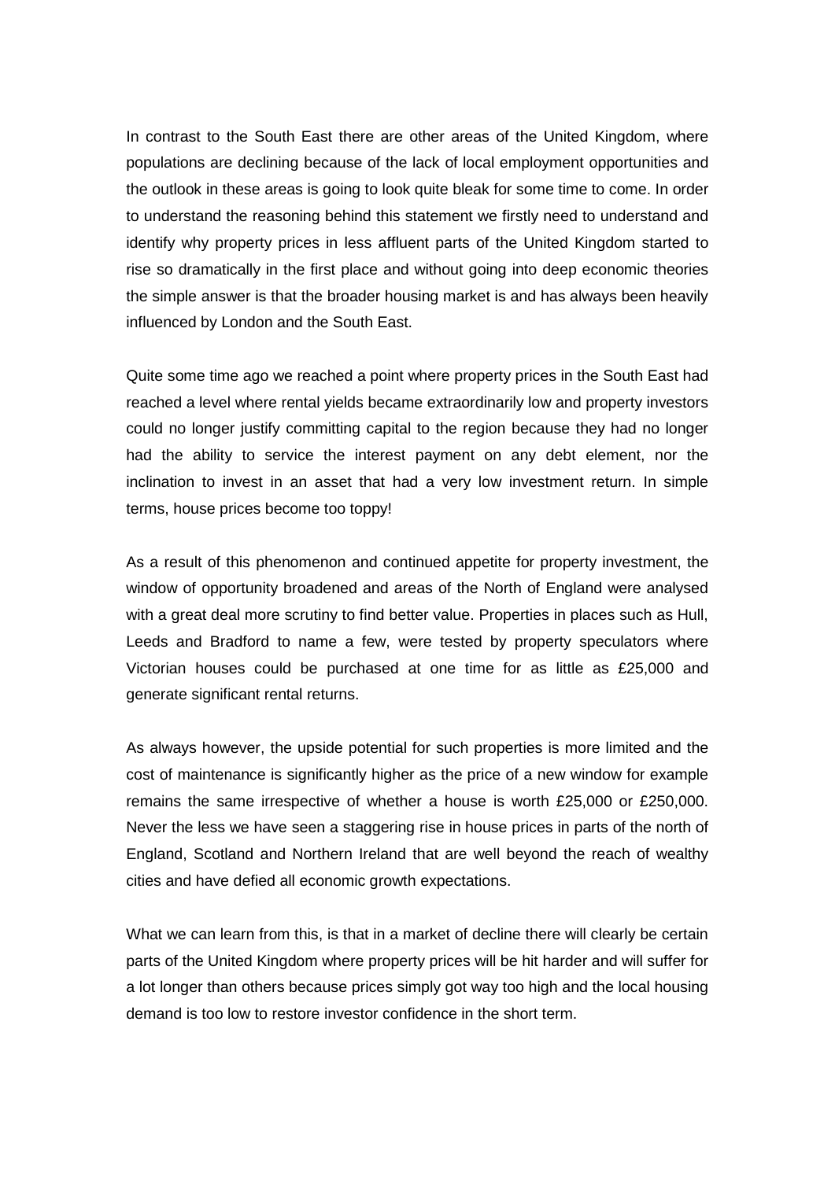In contrast to the South East there are other areas of the United Kingdom, where populations are declining because of the lack of local employment opportunities and the outlook in these areas is going to look quite bleak for some time to come. In order to understand the reasoning behind this statement we firstly need to understand and identify why property prices in less affluent parts of the United Kingdom started to rise so dramatically in the first place and without going into deep economic theories the simple answer is that the broader housing market is and has always been heavily influenced by London and the South East.

Quite some time ago we reached a point where property prices in the South East had reached a level where rental yields became extraordinarily low and property investors could no longer justify committing capital to the region because they had no longer had the ability to service the interest payment on any debt element, nor the inclination to invest in an asset that had a very low investment return. In simple terms, house prices become too toppy!

As a result of this phenomenon and continued appetite for property investment, the window of opportunity broadened and areas of the North of England were analysed with a great deal more scrutiny to find better value. Properties in places such as Hull, Leeds and Bradford to name a few, were tested by property speculators where Victorian houses could be purchased at one time for as little as £25,000 and generate significant rental returns.

As always however, the upside potential for such properties is more limited and the cost of maintenance is significantly higher as the price of a new window for example remains the same irrespective of whether a house is worth £25,000 or £250,000. Never the less we have seen a staggering rise in house prices in parts of the north of England, Scotland and Northern Ireland that are well beyond the reach of wealthy cities and have defied all economic growth expectations.

What we can learn from this, is that in a market of decline there will clearly be certain parts of the United Kingdom where property prices will be hit harder and will suffer for a lot longer than others because prices simply got way too high and the local housing demand is too low to restore investor confidence in the short term.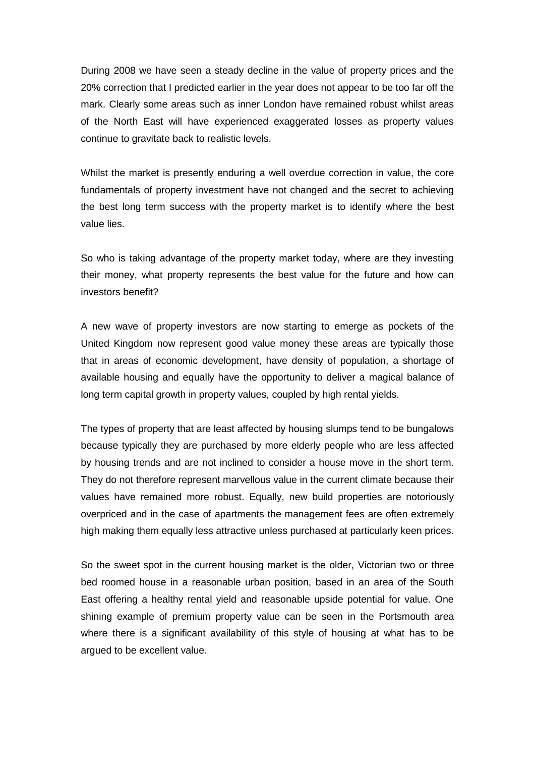During 2008 we have seen a steady decline in the value of property prices and the 20% correction that I predicted earlier in the year does not appear to be too far off the mark. Clearly some areas such as inner London have remained robust whilst areas of the North East will have experienced exaggerated losses as property values continue to gravitate back to realistic levels.

Whilst the market is presently enduring a well overdue correction in value, the core fundamentals of property investment have not changed and the secret to achieving the best long term success with the property market is to identify where the best value lies.

So who is taking advantage of the property market today, where are they investing their money, what property represents the best value for the future and how can investors benefit?

A new wave of property investors are now starting to emerge as pockets of the United Kingdom now represent good value money these areas are typically those that in areas of economic development, have density of population, a shortage of available housing and equally have the opportunity to deliver a magical balance of long term capital growth in property values, coupled by high rental yields.

The types of property that are least affected by housing slumps tend to be bungalows because typically they are purchased by more elderly people who are less affected by housing trends and are not inclined to consider a house move in the short term. They do not therefore represent marvellous value in the current climate because their values have remained more robust. Equally, new build properties are notoriously overpriced and in the case of apartments the management fees are often extremely high making them equally less attractive unless purchased at particularly keen prices.

So the sweet spot in the current housing market is the older, Victorian two or three bed roomed house in a reasonable urban position, based in an area of the South East offering a healthy rental yield and reasonable upside potential for value. One shining example of premium property value can be seen in the Portsmouth area where there is a significant availability of this style of housing at what has to be argued to be excellent value.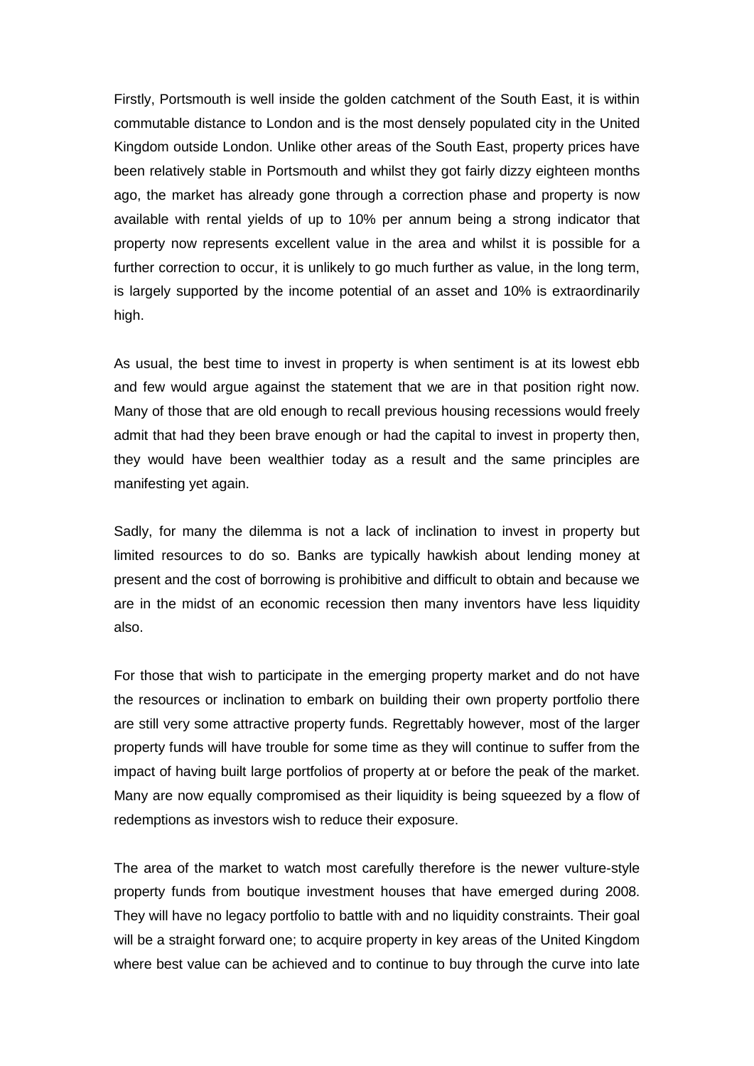Firstly, Portsmouth is well inside the golden catchment of the South East, it is within commutable distance to London and is the most densely populated city in the United Kingdom outside London. Unlike other areas of the South East, property prices have been relatively stable in Portsmouth and whilst they got fairly dizzy eighteen months ago, the market has already gone through a correction phase and property is now available with rental yields of up to 10% per annum being a strong indicator that property now represents excellent value in the area and whilst it is possible for a further correction to occur, it is unlikely to go much further as value, in the long term, is largely supported by the income potential of an asset and 10% is extraordinarily high.

As usual, the best time to invest in property is when sentiment is at its lowest ebb and few would argue against the statement that we are in that position right now. Many of those that are old enough to recall previous housing recessions would freely admit that had they been brave enough or had the capital to invest in property then, they would have been wealthier today as a result and the same principles are manifesting yet again.

Sadly, for many the dilemma is not a lack of inclination to invest in property but limited resources to do so. Banks are typically hawkish about lending money at present and the cost of borrowing is prohibitive and difficult to obtain and because we are in the midst of an economic recession then many inventors have less liquidity also.

For those that wish to participate in the emerging property market and do not have the resources or inclination to embark on building their own property portfolio there are still very some attractive property funds. Regrettably however, most of the larger property funds will have trouble for some time as they will continue to suffer from the impact of having built large portfolios of property at or before the peak of the market. Many are now equally compromised as their liquidity is being squeezed by a flow of redemptions as investors wish to reduce their exposure.

The area of the market to watch most carefully therefore is the newer vulture-style property funds from boutique investment houses that have emerged during 2008. They will have no legacy portfolio to battle with and no liquidity constraints. Their goal will be a straight forward one; to acquire property in key areas of the United Kingdom where best value can be achieved and to continue to buy through the curve into late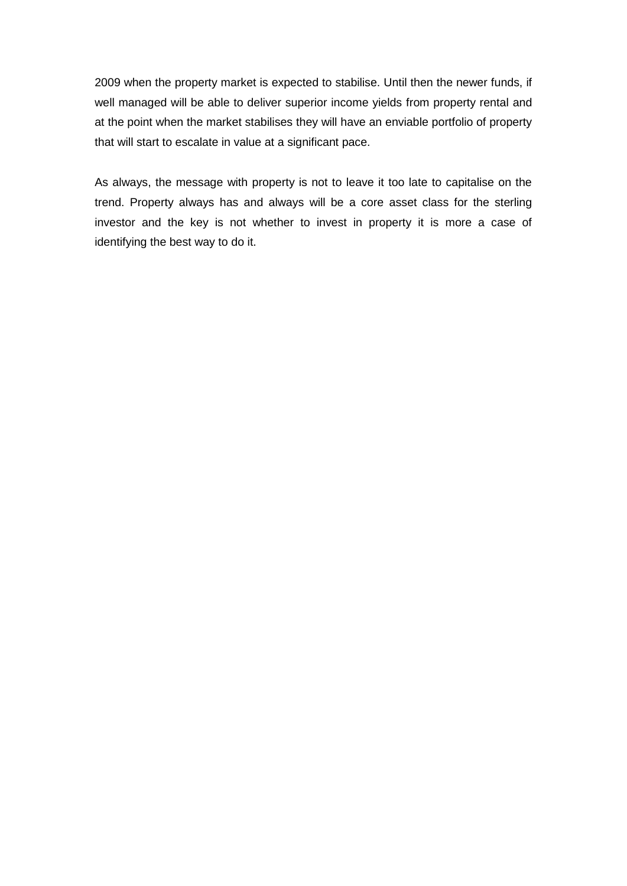2009 when the property market is expected to stabilise. Until then the newer funds, if well managed will be able to deliver superior income yields from property rental and at the point when the market stabilises they will have an enviable portfolio of property that will start to escalate in value at a significant pace.

As always, the message with property is not to leave it too late to capitalise on the trend. Property always has and always will be a core asset class for the sterling investor and the key is not whether to invest in property it is more a case of identifying the best way to do it.